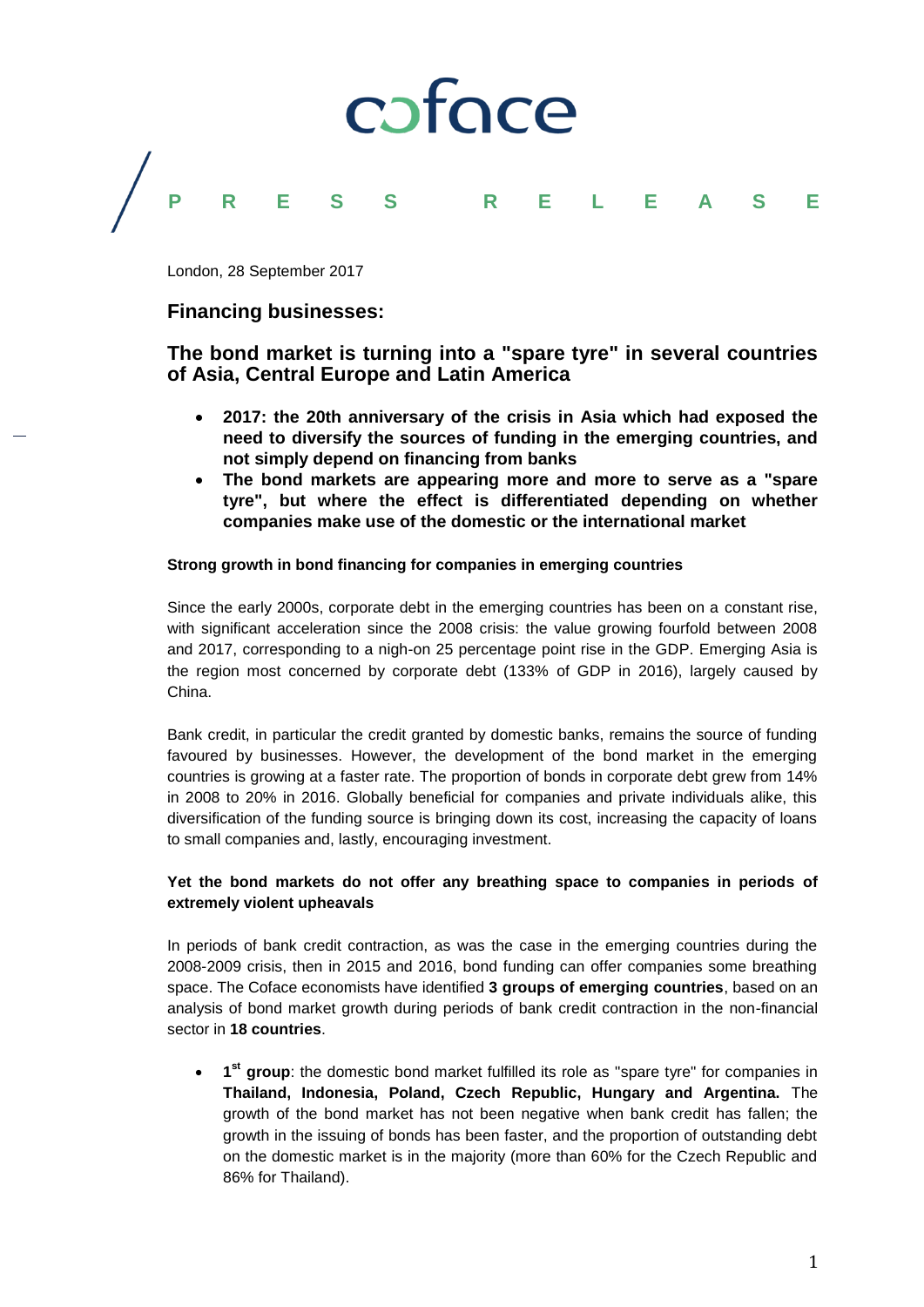coface

PRESS RELEASE

London, 28 September 2017

## Financing businesses:

## The bond market is turning into a "spare tyre" in several countries of Asia, Central Europe and Latin America

- **2017: the 20th anniversary of the crisis in Asia which had exposed the need to diversify the sources of funding in the emerging countries, and not simply depend on financing from banks**
- **The bond markets are appearing more and more to serve as a "spare tyre", but where the effect is differentiated depending on whether companies make use of the domestic or the international market**

**Strong growth in bond financing for companies in emerging countries**

Since the early 2000s, corporate debt in the emerging countries has been on a constant rise, with significant acceleration since the 2008 crisis: the value growing fourfold between 2008 and 2017, corresponding to a nigh-on 25 percentage point rise in the GDP. Emerging Asia is the region most concerned by corporate debt (133% of GDP in 2016), largely caused by China.

Bank credit, in particular the credit granted by domestic banks, remains the source of funding favoured by businesses. However, the development of the bond market in the emerging countries is growing at a faster rate. The proportion of bonds in corporate debt grew from 14% in 2008 to 20% in 2016. Globally beneficial for companies and private individuals alike, this diversification of the funding source is bringing down its cost, increasing the capacity of loans to small companies and, lastly, encouraging investment.

**Yet the bond markets do not offer any breathing space to companies in periods of extremely violent upheavals**

In periods of bank credit contraction, as was the case in the emerging countries during the 2008-2009 crisis, then in 2015 and 2016, bond funding can offer companies some breathing space. The Coface economists have identified **3 groups of emerging countries**, based on an analysis of bond market growth during periods of bank credit contraction in the non-financial sector in **18 countries**.

- **1st group**: the domestic bond market fulfilled its role as "spare tyre" for companies in **Thailand, Indonesia, Poland, Czech Republic, Hungary and Argentina.** The growth of the bond market has not been negative when bank credit has fallen; the growth in the issuing of bonds has been faster, and the proportion of outstanding debt on the domestic market is in the majority (more than 60% for the Czech Republic and 86% for Thailand).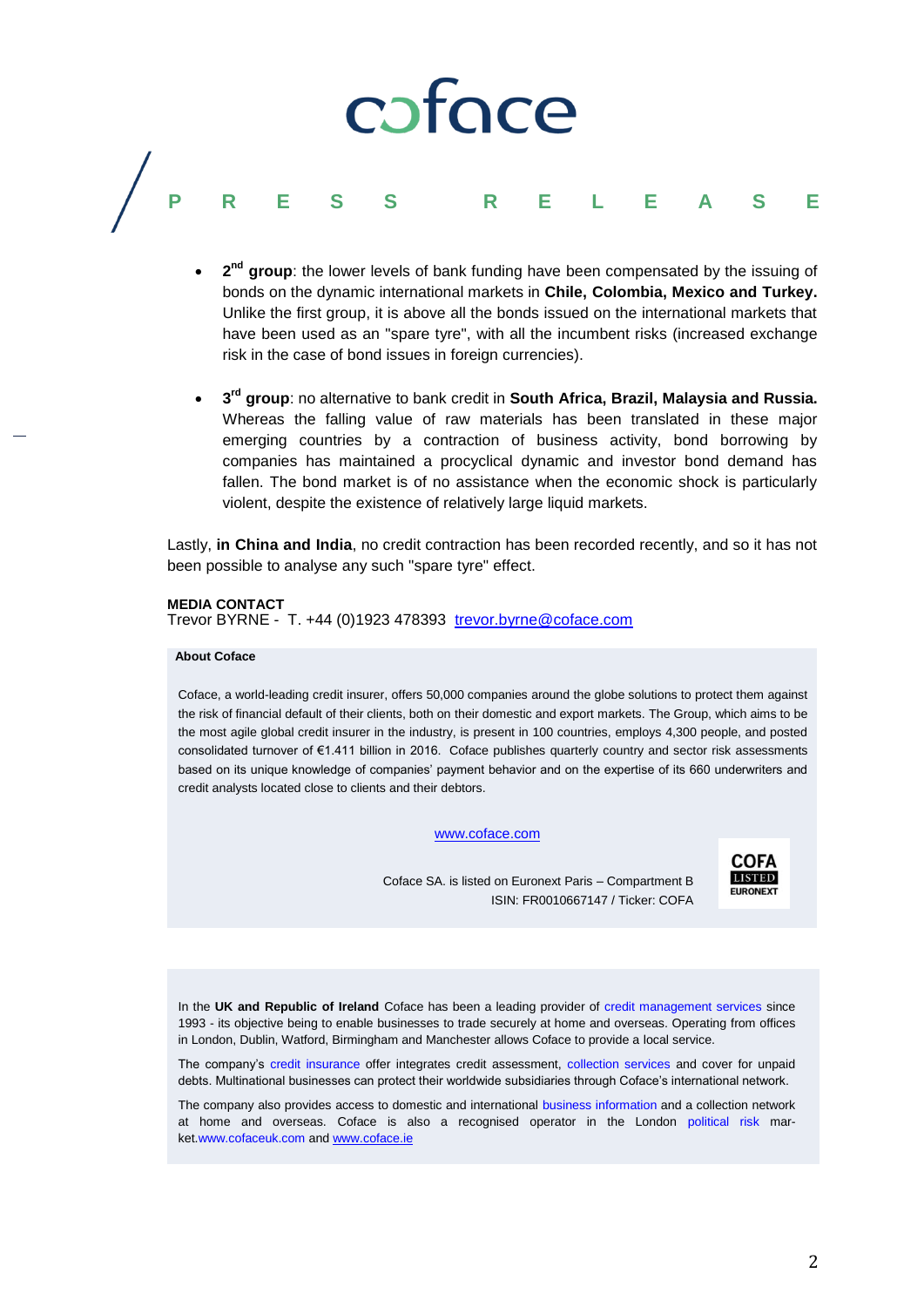- **2nd group**: the lower levels of bank funding have been compensated by the issuing of bonds on the dynamic international markets in **Chile, Colombia, Mexico and Turkey.** Unlike the first group, it is above all the bonds issued on the international markets that have been used as an "spare tyre", with all the incumbent risks (increased exchange risk in the case of bond issues in foreign currencies).

- **3rd group**: no alternative to bank credit in **South Africa, Brazil, Malaysia and Russia.** Whereas the falling value of raw materials has been translated in these major emerging countries by a contraction of business activity, bond borrowing by companies has maintained a procyclical dynamic and investor bond demand has fallen. The bond market is of no assistance when the economic shock is particularly violent, despite the existence of relatively large liquid markets.

Lastly, **in China and India**, no credit contraction has been recorded recently, and so it has not been possible to analyse any such "spare tyre" effect.

**MEDIA CONTACT**
Trevor BYRNE - T. +44 (0)1923 478393 trevor.byrne@coface.com

**About Coface**

Coface, a world-leading credit insurer, offers 50,000 companies around the globe solutions to protect them against the risk of financial default of their clients, both on their domestic and export markets. The Group, which aims to be the most agile global credit insurer in the industry, is present in 100 countries, employs 4,300 people, and posted consolidated turnover of €1.411 billion in 2016. Coface publishes quarterly country and sector risk assessments based on its unique knowledge of companies' payment behavior and on the expertise of its 660 underwriters and credit analysts located close to clients and their debtors.

www.coface.com

Coface SA. is listed on Euronext Paris – Compartment B
ISIN: FR0010667147 / Ticker: COFA

COFA LISTED EURONEXT

In the **UK and Republic of Ireland** Coface has been a leading provider of credit management services since 1993 - its objective being to enable businesses to trade securely at home and overseas. Operating from offices in London, Dublin, Watford, Birmingham and Manchester allows Coface to provide a local service.

The company's credit insurance offer integrates credit assessment, collection services and cover for unpaid debts. Multinational businesses can protect their worldwide subsidiaries through Coface's international network.

The company also provides access to domestic and international business information and a collection network at home and overseas. Coface is also a recognised operator in the London political risk market.www.cofaceuk.com and www.coface.ie